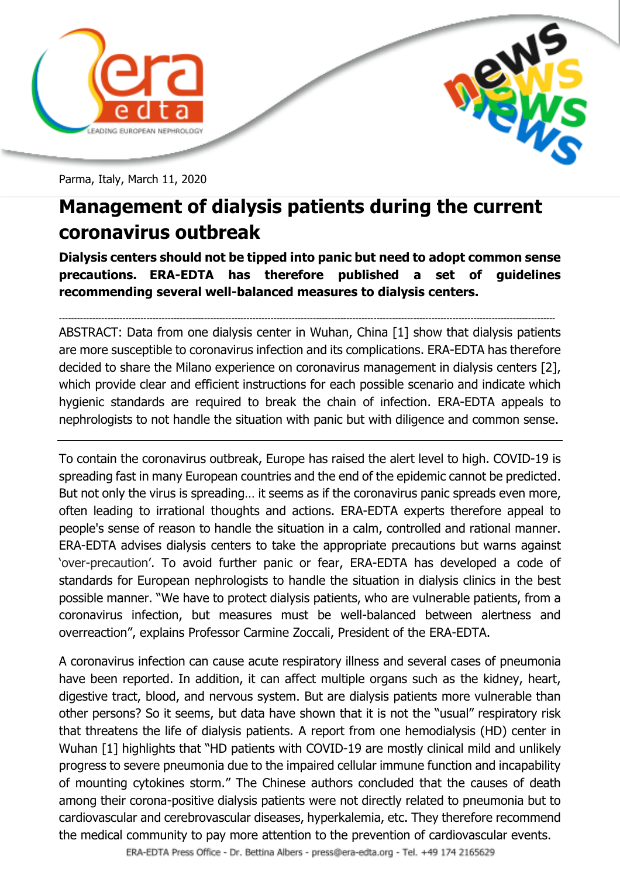Parma, Italy, March 11, 2020

# Management of dialysis patients during the current coronavirus outbreak

**Dialysis centers should not be tipped into panic but need to adopt common sense precautions. ERA-EDTA has therefore published a set of guidelines recommending several well-balanced measures to dialysis centers.**

---

ABSTRACT: Data from one dialysis center in Wuhan, China [1] show that dialysis patients are more susceptible to coronavirus infection and its complications. ERA-EDTA has therefore decided to share the Milano experience on coronavirus management in dialysis centers [2], which provide clear and efficient instructions for each possible scenario and indicate which hygienic standards are required to break the chain of infection. ERA-EDTA appeals to nephrologists to not handle the situation with panic but with diligence and common sense.

---

To contain the coronavirus outbreak, Europe has raised the alert level to high. COVID-19 is spreading fast in many European countries and the end of the epidemic cannot be predicted. But not only the virus is spreading… it seems as if the coronavirus panic spreads even more, often leading to irrational thoughts and actions. ERA-EDTA experts therefore appeal to people's sense of reason to handle the situation in a calm, controlled and rational manner. ERA-EDTA advises dialysis centers to take the appropriate precautions but warns against 'over-precaution'. To avoid further panic or fear, ERA-EDTA has developed a code of standards for European nephrologists to handle the situation in dialysis clinics in the best possible manner. "We have to protect dialysis patients, who are vulnerable patients, from a coronavirus infection, but measures must be well-balanced between alertness and overreaction", explains Professor Carmine Zoccali, President of the ERA-EDTA.

A coronavirus infection can cause acute respiratory illness and several cases of pneumonia have been reported. In addition, it can affect multiple organs such as the kidney, heart, digestive tract, blood, and nervous system. But are dialysis patients more vulnerable than other persons? So it seems, but data have shown that it is not the "usual" respiratory risk that threatens the life of dialysis patients. A report from one hemodialysis (HD) center in Wuhan [1] highlights that "HD patients with COVID-19 are mostly clinical mild and unlikely progress to severe pneumonia due to the impaired cellular immune function and incapability of mounting cytokines storm." The Chinese authors concluded that the causes of death among their corona-positive dialysis patients were not directly related to pneumonia but to cardiovascular and cerebrovascular diseases, hyperkalemia, etc. They therefore recommend the medical community to pay more attention to the prevention of cardiovascular events.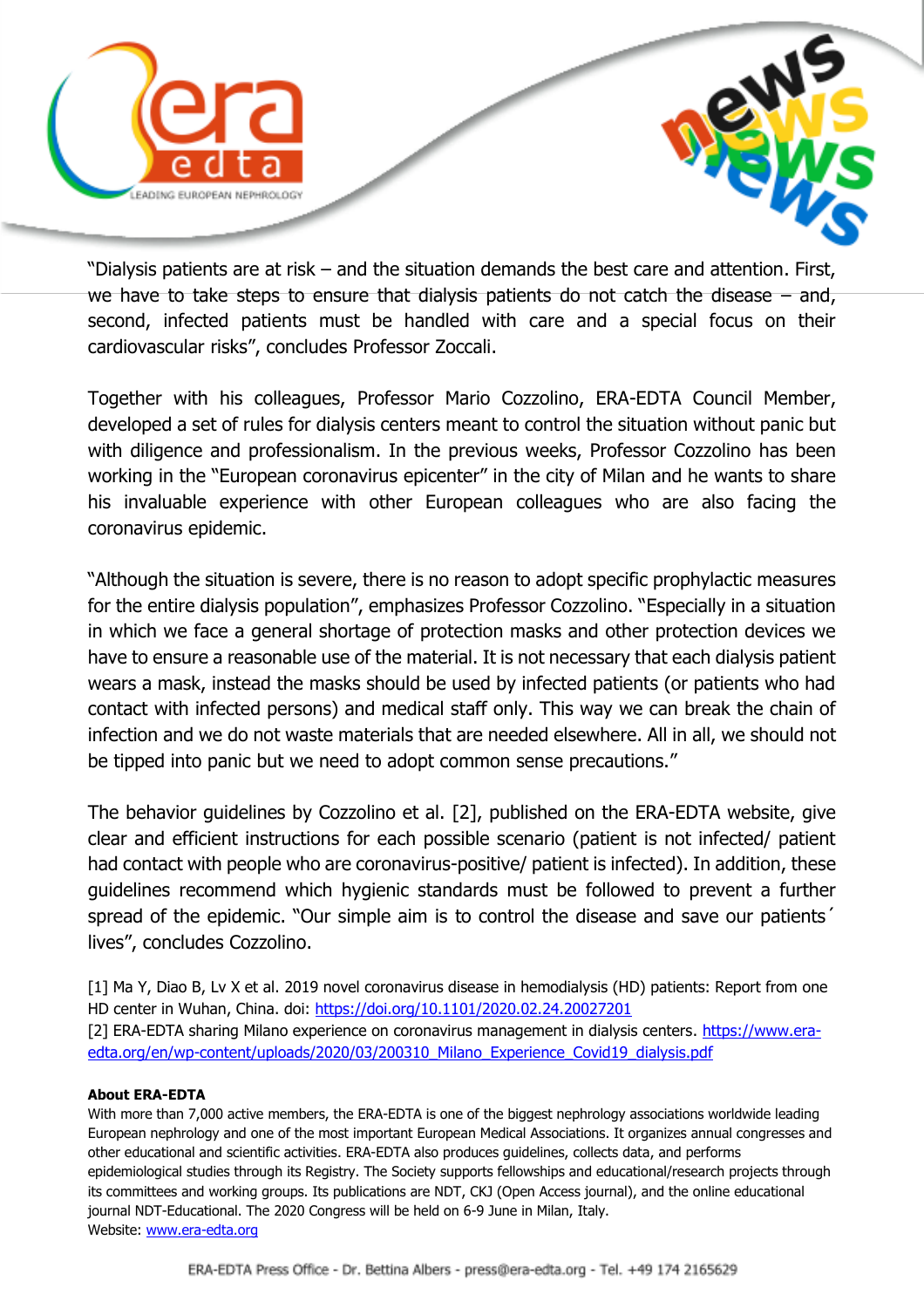"Dialysis patients are at risk – and the situation demands the best care and attention. First, we have to take steps to ensure that dialysis patients do not catch the disease – and, second, infected patients must be handled with care and a special focus on their cardiovascular risks", concludes Professor Zoccali.

Together with his colleagues, Professor Mario Cozzolino, ERA-EDTA Council Member, developed a set of rules for dialysis centers meant to control the situation without panic but with diligence and professionalism. In the previous weeks, Professor Cozzolino has been working in the "European coronavirus epicenter" in the city of Milan and he wants to share his invaluable experience with other European colleagues who are also facing the coronavirus epidemic.

"Although the situation is severe, there is no reason to adopt specific prophylactic measures for the entire dialysis population", emphasizes Professor Cozzolino. "Especially in a situation in which we face a general shortage of protection masks and other protection devices we have to ensure a reasonable use of the material. It is not necessary that each dialysis patient wears a mask, instead the masks should be used by infected patients (or patients who had contact with infected persons) and medical staff only. This way we can break the chain of infection and we do not waste materials that are needed elsewhere. All in all, we should not be tipped into panic but we need to adopt common sense precautions."

The behavior guidelines by Cozzolino et al. [2], published on the ERA-EDTA website, give clear and efficient instructions for each possible scenario (patient is not infected/ patient had contact with people who are coronavirus-positive/ patient is infected). In addition, these guidelines recommend which hygienic standards must be followed to prevent a further spread of the epidemic. "Our simple aim is to control the disease and save our patients´ lives", concludes Cozzolino.

[1] Ma Y, Diao B, Lv X et al. 2019 novel coronavirus disease in hemodialysis (HD) patients: Report from one HD center in Wuhan, China. doi: https://doi.org/10.1101/2020.02.24.20027201
[2] ERA-EDTA sharing Milano experience on coronavirus management in dialysis centers. https://www.era-edta.org/en/wp-content/uploads/2020/03/200310_Milano_Experience_Covid19_dialysis.pdf

**About ERA-EDTA**
With more than 7,000 active members, the ERA-EDTA is one of the biggest nephrology associations worldwide leading European nephrology and one of the most important European Medical Associations. It organizes annual congresses and other educational and scientific activities. ERA-EDTA also produces guidelines, collects data, and performs epidemiological studies through its Registry. The Society supports fellowships and educational/research projects through its committees and working groups. Its publications are NDT, CKJ (Open Access journal), and the online educational journal NDT-Educational. The 2020 Congress will be held on 6-9 June in Milan, Italy.
Website: www.era-edta.org